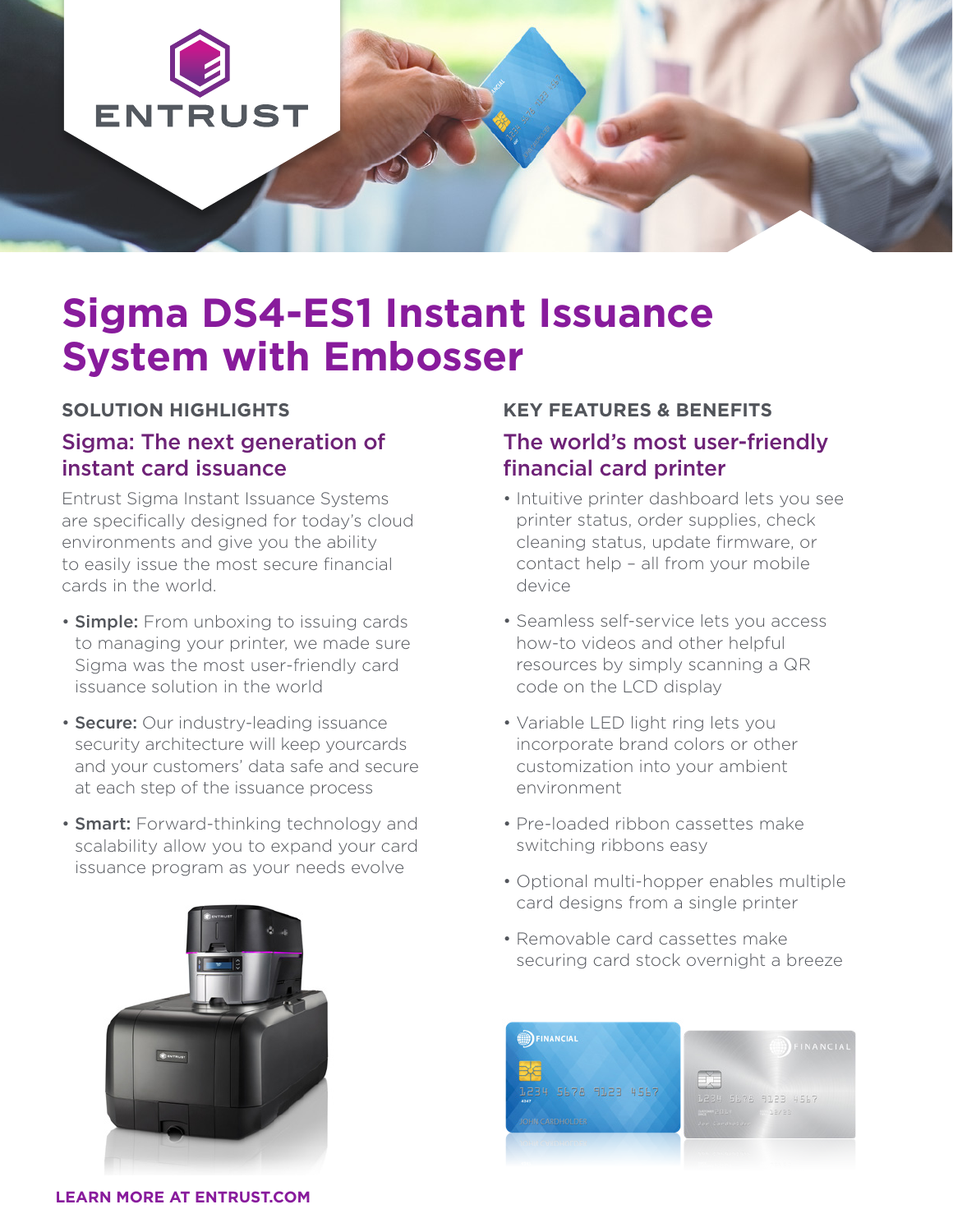# Sigma DS4-ES1 Instant Issuance System with Embosser

## SOLUTION HIGHLIGHTS

### Sigma: The next generation of instant card issuance

Entrust Sigma Instant Issuance Systems are specifically designed for today's cloud environments and give you the ability to easily issue the most secure financial cards in the world.

- **Simple:** From unboxing to issuing cards to managing your printer, we made sure Sigma was the most user-friendly card issuance solution in the world
- **Secure:** Our industry-leading issuance security architecture will keep yourcards and your customers' data safe and secure at each step of the issuance process
- **Smart:** Forward-thinking technology and scalability allow you to expand your card issuance program as your needs evolve

## KEY FEATURES & BENEFITS

### The world's most user-friendly financial card printer

- Intuitive printer dashboard lets you see printer status, order supplies, check cleaning status, update firmware, or contact help – all from your mobile device
- Seamless self-service lets you access how-to videos and other helpful resources by simply scanning a QR code on the LCD display
- Variable LED light ring lets you incorporate brand colors or other customization into your ambient environment
- Pre-loaded ribbon cassettes make switching ribbons easy
- Optional multi-hopper enables multiple card designs from a single printer
- Removable card cassettes make securing card stock overnight a breeze

**LEARN MORE AT ENTRUST.COM**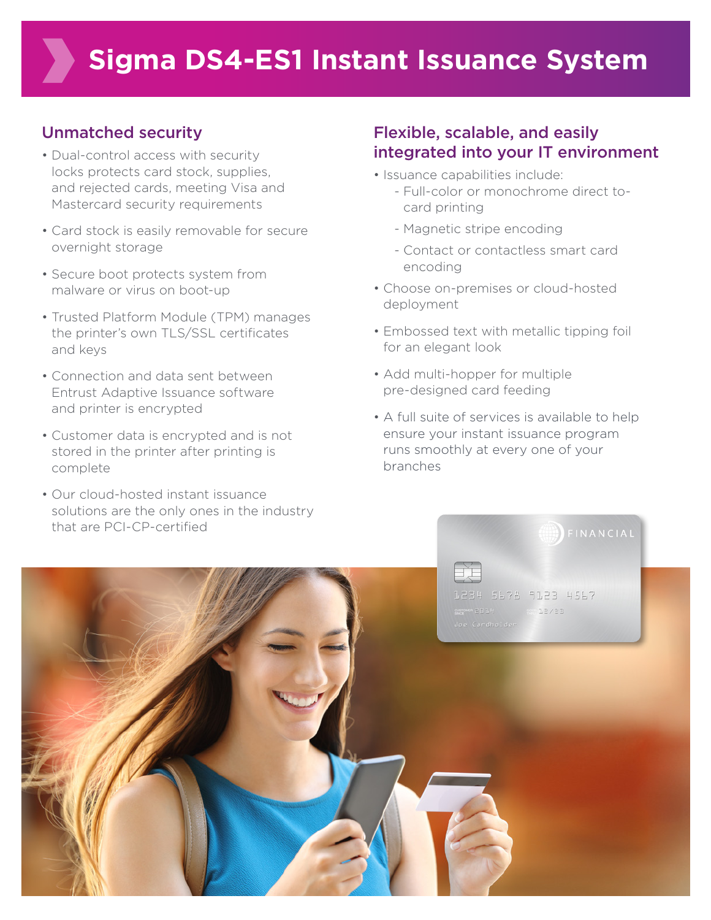# Sigma DS4-ES1 Instant Issuance System

## Unmatched security

- Dual-control access with security locks protects card stock, supplies, and rejected cards, meeting Visa and Mastercard security requirements
- Card stock is easily removable for secure overnight storage
- Secure boot protects system from malware or virus on boot-up
- Trusted Platform Module (TPM) manages the printer's own TLS/SSL certificates and keys
- Connection and data sent between Entrust Adaptive Issuance software and printer is encrypted
- Customer data is encrypted and is not stored in the printer after printing is complete
- Our cloud-hosted instant issuance solutions are the only ones in the industry that are PCI-CP-certified

## Flexible, scalable, and easily integrated into your IT environment

- Issuance capabilities include:
  - Full-color or monochrome direct to-card printing
  - Magnetic stripe encoding
  - Contact or contactless smart card encoding
- Choose on-premises or cloud-hosted deployment
- Embossed text with metallic tipping foil for an elegant look
- Add multi-hopper for multiple pre-designed card feeding
- A full suite of services is available to help ensure your instant issuance program runs smoothly at every one of your branches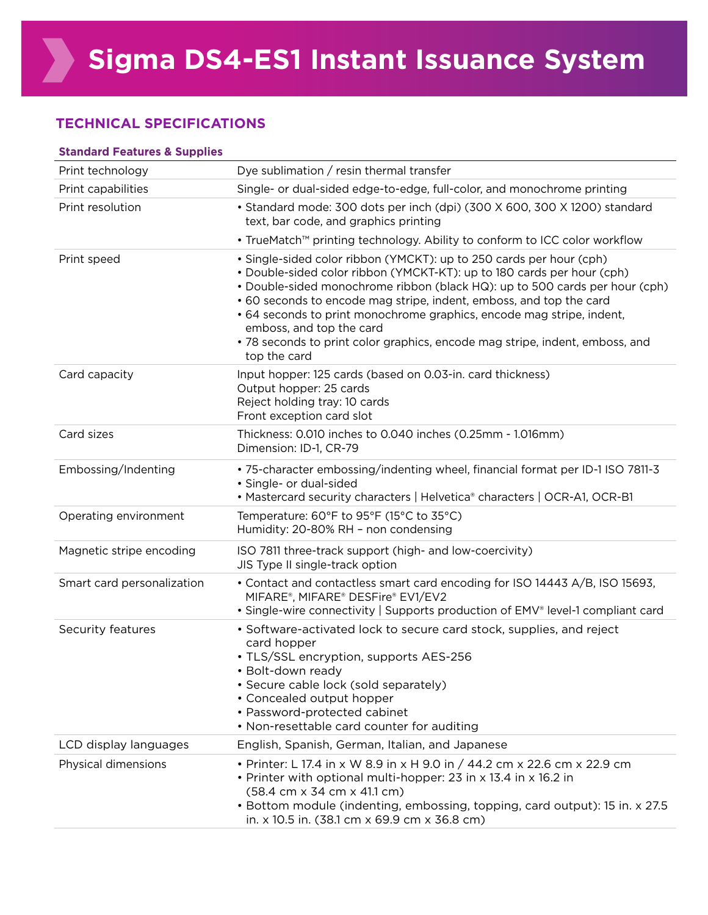# Sigma DS4-ES1 Instant Issuance System

## TECHNICAL SPECIFICATIONS

### Standard Features & Supplies

| | |
|---|---|
| Print technology | Dye sublimation / resin thermal transfer |
| Print capabilities | Single- or dual-sided edge-to-edge, full-color, and monochrome printing |
| Print resolution | • Standard mode: 300 dots per inch (dpi) (300 X 600, 300 X 1200) standard text, bar code, and graphics printing<br>• TrueMatch™ printing technology. Ability to conform to ICC color workflow |
| Print speed | • Single-sided color ribbon (YMCKT): up to 250 cards per hour (cph)<br>• Double-sided color ribbon (YMCKT-KT): up to 180 cards per hour (cph)<br>• Double-sided monochrome ribbon (black HQ): up to 500 cards per hour (cph)<br>• 60 seconds to encode mag stripe, indent, emboss, and top the card<br>• 64 seconds to print monochrome graphics, encode mag stripe, indent, emboss, and top the card<br>• 78 seconds to print color graphics, encode mag stripe, indent, emboss, and top the card |
| Card capacity | Input hopper: 125 cards (based on 0.03-in. card thickness)<br>Output hopper: 25 cards<br>Reject holding tray: 10 cards<br>Front exception card slot |
| Card sizes | Thickness: 0.010 inches to 0.040 inches (0.25mm - 1.016mm)<br>Dimension: ID-1, CR-79 |
| Embossing/Indenting | • 75-character embossing/indenting wheel, financial format per ID-1 ISO 7811-3<br>• Single- or dual-sided<br>• Mastercard security characters \| Helvetica® characters \| OCR-A1, OCR-B1 |
| Operating environment | Temperature: 60°F to 95°F (15°C to 35°C)<br>Humidity: 20-80% RH – non condensing |
| Magnetic stripe encoding | ISO 7811 three-track support (high- and low-coercivity)<br>JIS Type II single-track option |
| Smart card personalization | • Contact and contactless smart card encoding for ISO 14443 A/B, ISO 15693, MIFARE®, MIFARE® DESFire® EV1/EV2<br>• Single-wire connectivity \| Supports production of EMV® level-1 compliant card |
| Security features | • Software-activated lock to secure card stock, supplies, and reject card hopper<br>• TLS/SSL encryption, supports AES-256<br>• Bolt-down ready<br>• Secure cable lock (sold separately)<br>• Concealed output hopper<br>• Password-protected cabinet<br>• Non-resettable card counter for auditing |
| LCD display languages | English, Spanish, German, Italian, and Japanese |
| Physical dimensions | • Printer: L 17.4 in x W 8.9 in x H 9.0 in / 44.2 cm x 22.6 cm x 22.9 cm<br>• Printer with optional multi-hopper: 23 in x 13.4 in x 16.2 in (58.4 cm x 34 cm x 41.1 cm)<br>• Bottom module (indenting, embossing, topping, card output): 15 in. x 27.5 in. x 10.5 in. (38.1 cm x 69.9 cm x 36.8 cm) |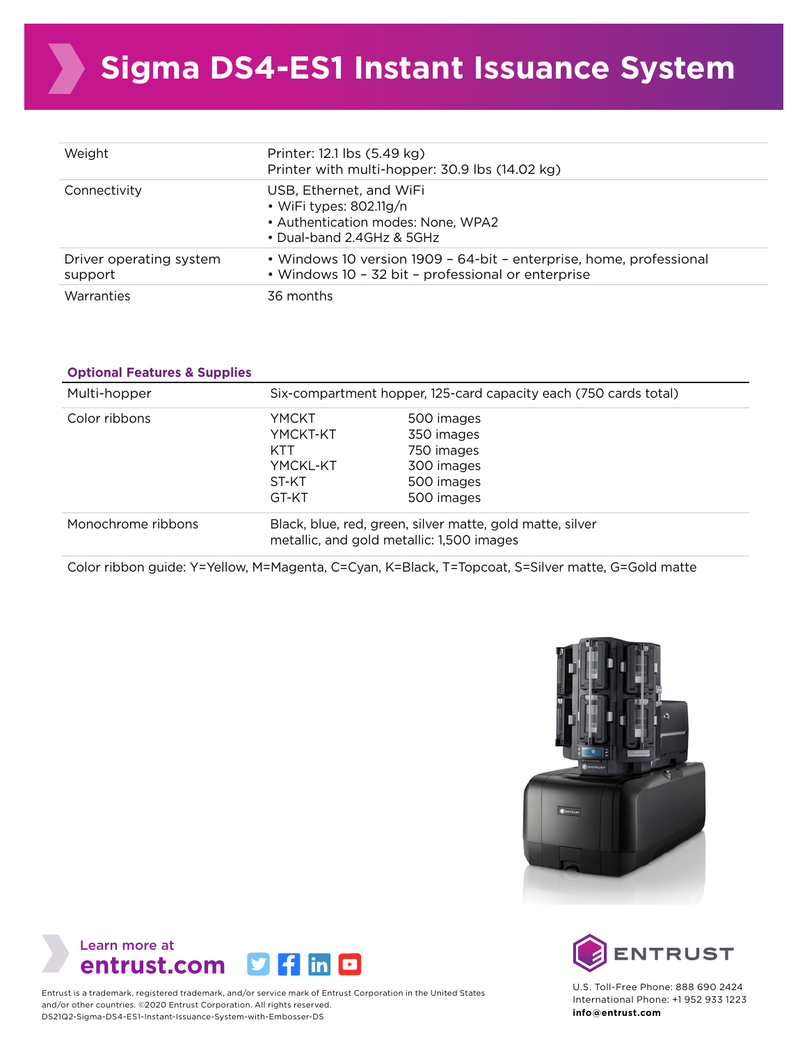# Sigma DS4-ES1 Instant Issuance System

| | |
|---|---|
| Weight | Printer: 12.1 lbs (5.49 kg)<br>Printer with multi-hopper: 30.9 lbs (14.02 kg) |
| Connectivity | USB, Ethernet, and WiFi<br>• WiFi types: 802.11g/n<br>• Authentication modes: None, WPA2<br>• Dual-band 2.4GHz & 5GHz |
| Driver operating system support | • Windows 10 version 1909 – 64-bit – enterprise, home, professional<br>• Windows 10 – 32 bit – professional or enterprise |
| Warranties | 36 months |

## Optional Features & Supplies

| | | |
|---|---|---|
| Multi-hopper | Six-compartment hopper, 125-card capacity each (750 cards total) | |
| Color ribbons | YMCKT | 500 images |
| | YMCKT-KT | 350 images |
| | KTT | 750 images |
| | YMCKL-KT | 300 images |
| | ST-KT | 500 images |
| | GT-KT | 500 images |
| Monochrome ribbons | Black, blue, red, green, silver matte, gold matte, silver metallic, and gold metallic: 1,500 images | |

Color ribbon guide: Y=Yellow, M=Magenta, C=Cyan, K=Black, T=Topcoat, S=Silver matte, G=Gold matte

Learn more at **entrust.com**

Entrust is a trademark, registered trademark, and/or service mark of Entrust Corporation in the United States and/or other countries. ©2020 Entrust Corporation. All rights reserved.
DS21Q2-Sigma-DS4-ES1-Instant-Issuance-System-with-Embosser-DS

ENTRUST

U.S. Toll-Free Phone: 888 690 2424
International Phone: +1 952 933 1223
**info@entrust.com**